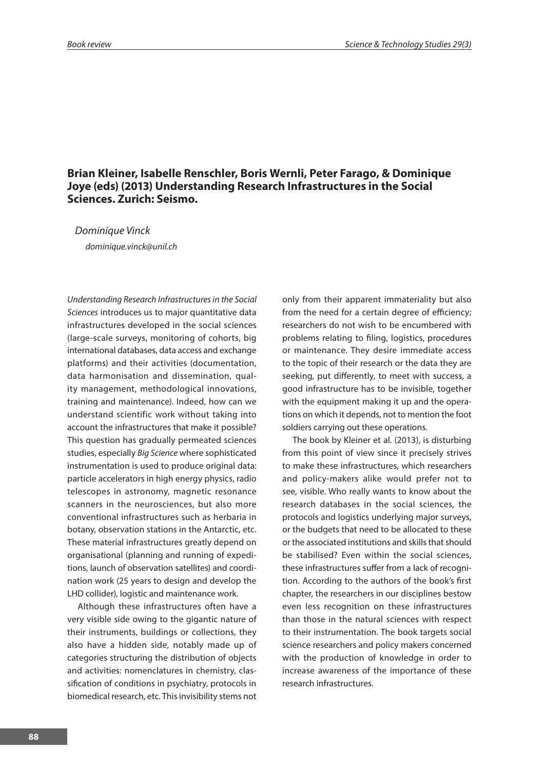## Brian Kleiner, Isabelle Renschler, Boris Wernli, Peter Farago, & Dominique Joye (eds) (2013) Understanding Research Infrastructures in the Social Sciences. Zurich: Seismo.

*Dominique Vinck*

*dominique.vinck@unil.ch*

*Understanding Research Infrastructures in the Social Sciences* introduces us to major quantitative data infrastructures developed in the social sciences (large-scale surveys, monitoring of cohorts, big international databases, data access and exchange platforms) and their activities (documentation, data harmonisation and dissemination, quality management, methodological innovations, training and maintenance). Indeed, how can we understand scientific work without taking into account the infrastructures that make it possible? This question has gradually permeated sciences studies, especially *Big Science* where sophisticated instrumentation is used to produce original data: particle accelerators in high energy physics, radio telescopes in astronomy, magnetic resonance scanners in the neurosciences, but also more conventional infrastructures such as herbaria in botany, observation stations in the Antarctic, etc. These material infrastructures greatly depend on organisational (planning and running of expeditions, launch of observation satellites) and coordination work (25 years to design and develop the LHD collider), logistic and maintenance work.

Although these infrastructures often have a very visible side owing to the gigantic nature of their instruments, buildings or collections, they also have a hidden side, notably made up of categories structuring the distribution of objects and activities: nomenclatures in chemistry, classification of conditions in psychiatry, protocols in biomedical research, etc. This invisibility stems not only from their apparent immateriality but also from the need for a certain degree of efficiency; researchers do not wish to be encumbered with problems relating to filing, logistics, procedures or maintenance. They desire immediate access to the topic of their research or the data they are seeking, put differently, to meet with success, a good infrastructure has to be invisible, together with the equipment making it up and the operations on which it depends, not to mention the foot soldiers carrying out these operations.

The book by Kleiner et al. (2013), is disturbing from this point of view since it precisely strives to make these infrastructures, which researchers and policy-makers alike would prefer not to see, visible. Who really wants to know about the research databases in the social sciences, the protocols and logistics underlying major surveys, or the budgets that need to be allocated to these or the associated institutions and skills that should be stabilised? Even within the social sciences, these infrastructures suffer from a lack of recognition. According to the authors of the book's first chapter, the researchers in our disciplines bestow even less recognition on these infrastructures than those in the natural sciences with respect to their instrumentation. The book targets social science researchers and policy makers concerned with the production of knowledge in order to increase awareness of the importance of these research infrastructures.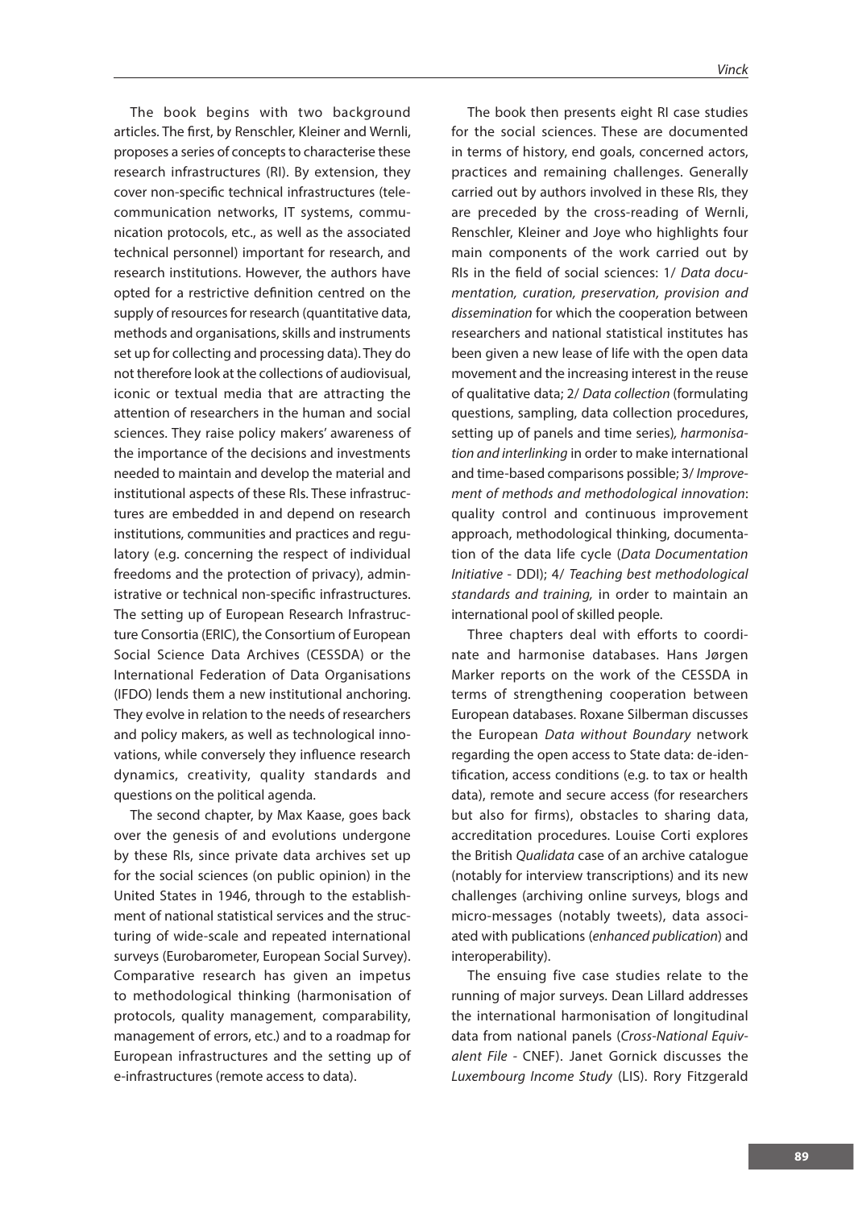The book begins with two background articles. The first, by Renschler, Kleiner and Wernli, proposes a series of concepts to characterise these research infrastructures (RI). By extension, they cover non-specific technical infrastructures (telecommunication networks, IT systems, communication protocols, etc., as well as the associated technical personnel) important for research, and research institutions. However, the authors have opted for a restrictive definition centred on the supply of resources for research (quantitative data, methods and organisations, skills and instruments set up for collecting and processing data). They do not therefore look at the collections of audiovisual, iconic or textual media that are attracting the attention of researchers in the human and social sciences. They raise policy makers' awareness of the importance of the decisions and investments needed to maintain and develop the material and institutional aspects of these RIs. These infrastructures are embedded in and depend on research institutions, communities and practices and regulatory (e.g. concerning the respect of individual freedoms and the protection of privacy), administrative or technical non-specific infrastructures. The setting up of European Research Infrastructure Consortia (ERIC), the Consortium of European Social Science Data Archives (CESSDA) or the International Federation of Data Organisations (IFDO) lends them a new institutional anchoring. They evolve in relation to the needs of researchers and policy makers, as well as technological innovations, while conversely they influence research dynamics, creativity, quality standards and questions on the political agenda.

The second chapter, by Max Kaase, goes back over the genesis of and evolutions undergone by these RIs, since private data archives set up for the social sciences (on public opinion) in the United States in 1946, through to the establishment of national statistical services and the structuring of wide-scale and repeated international surveys (Eurobarometer, European Social Survey). Comparative research has given an impetus to methodological thinking (harmonisation of protocols, quality management, comparability, management of errors, etc.) and to a roadmap for European infrastructures and the setting up of e-infrastructures (remote access to data).

The book then presents eight RI case studies for the social sciences. These are documented in terms of history, end goals, concerned actors, practices and remaining challenges. Generally carried out by authors involved in these RIs, they are preceded by the cross-reading of Wernli, Renschler, Kleiner and Joye who highlights four main components of the work carried out by RIs in the field of social sciences: 1/ *Data documentation, curation, preservation, provision and dissemination* for which the cooperation between researchers and national statistical institutes has been given a new lease of life with the open data movement and the increasing interest in the reuse of qualitative data; 2/ *Data collection* (formulating questions, sampling, data collection procedures, setting up of panels and time series), *harmonisation and interlinking* in order to make international and time-based comparisons possible; 3/ *Improvement of methods and methodological innovation*: quality control and continuous improvement approach, methodological thinking, documentation of the data life cycle (*Data Documentation Initiative* - DDI); 4/ *Teaching best methodological standards and training,* in order to maintain an international pool of skilled people.

Three chapters deal with efforts to coordinate and harmonise databases. Hans Jørgen Marker reports on the work of the CESSDA in terms of strengthening cooperation between European databases. Roxane Silberman discusses the European *Data without Boundary* network regarding the open access to State data: de-identification, access conditions (e.g. to tax or health data), remote and secure access (for researchers but also for firms), obstacles to sharing data, accreditation procedures. Louise Corti explores the British *Qualidata* case of an archive catalogue (notably for interview transcriptions) and its new challenges (archiving online surveys, blogs and micro-messages (notably tweets), data associated with publications (*enhanced publication*) and interoperability).

The ensuing five case studies relate to the running of major surveys. Dean Lillard addresses the international harmonisation of longitudinal data from national panels (*Cross-National Equivalent File* - CNEF). Janet Gornick discusses the *Luxembourg Income Study* (LIS). Rory Fitzgerald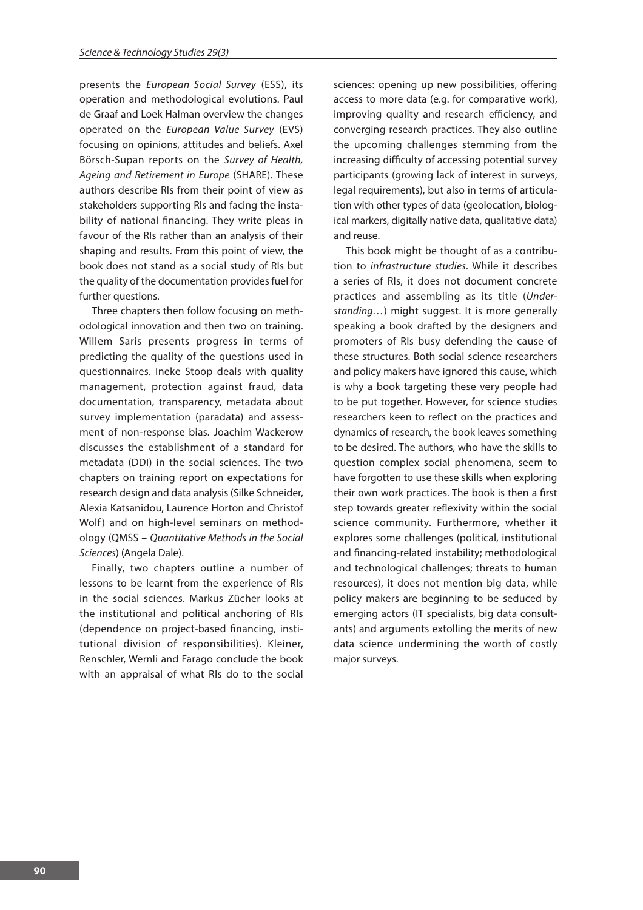presents the *European Social Survey* (ESS), its operation and methodological evolutions. Paul de Graaf and Loek Halman overview the changes operated on the *European Value Survey* (EVS) focusing on opinions, attitudes and beliefs. Axel Börsch-Supan reports on the *Survey of Health, Ageing and Retirement in Europe* (SHARE). These authors describe RIs from their point of view as stakeholders supporting RIs and facing the instability of national financing. They write pleas in favour of the RIs rather than an analysis of their shaping and results. From this point of view, the book does not stand as a social study of RIs but the quality of the documentation provides fuel for further questions.

Three chapters then follow focusing on methodological innovation and then two on training. Willem Saris presents progress in terms of predicting the quality of the questions used in questionnaires. Ineke Stoop deals with quality management, protection against fraud, data documentation, transparency, metadata about survey implementation (paradata) and assessment of non-response bias. Joachim Wackerow discusses the establishment of a standard for metadata (DDI) in the social sciences. The two chapters on training report on expectations for research design and data analysis (Silke Schneider, Alexia Katsanidou, Laurence Horton and Christof Wolf) and on high-level seminars on methodology (QMSS – *Quantitative Methods in the Social Sciences*) (Angela Dale).

Finally, two chapters outline a number of lessons to be learnt from the experience of RIs in the social sciences. Markus Zücher looks at the institutional and political anchoring of RIs (dependence on project-based financing, institutional division of responsibilities). Kleiner, Renschler, Wernli and Farago conclude the book with an appraisal of what RIs do to the social sciences: opening up new possibilities, offering access to more data (e.g. for comparative work), improving quality and research efficiency, and converging research practices. They also outline the upcoming challenges stemming from the increasing difficulty of accessing potential survey participants (growing lack of interest in surveys, legal requirements), but also in terms of articulation with other types of data (geolocation, biological markers, digitally native data, qualitative data) and reuse.

This book might be thought of as a contribution to *infrastructure studies*. While it describes a series of RIs, it does not document concrete practices and assembling as its title (*Understanding*…) might suggest. It is more generally speaking a book drafted by the designers and promoters of RIs busy defending the cause of these structures. Both social science researchers and policy makers have ignored this cause, which is why a book targeting these very people had to be put together. However, for science studies researchers keen to reflect on the practices and dynamics of research, the book leaves something to be desired. The authors, who have the skills to question complex social phenomena, seem to have forgotten to use these skills when exploring their own work practices. The book is then a first step towards greater reflexivity within the social science community. Furthermore, whether it explores some challenges (political, institutional and financing-related instability; methodological and technological challenges; threats to human resources), it does not mention big data, while policy makers are beginning to be seduced by emerging actors (IT specialists, big data consultants) and arguments extolling the merits of new data science undermining the worth of costly major surveys.